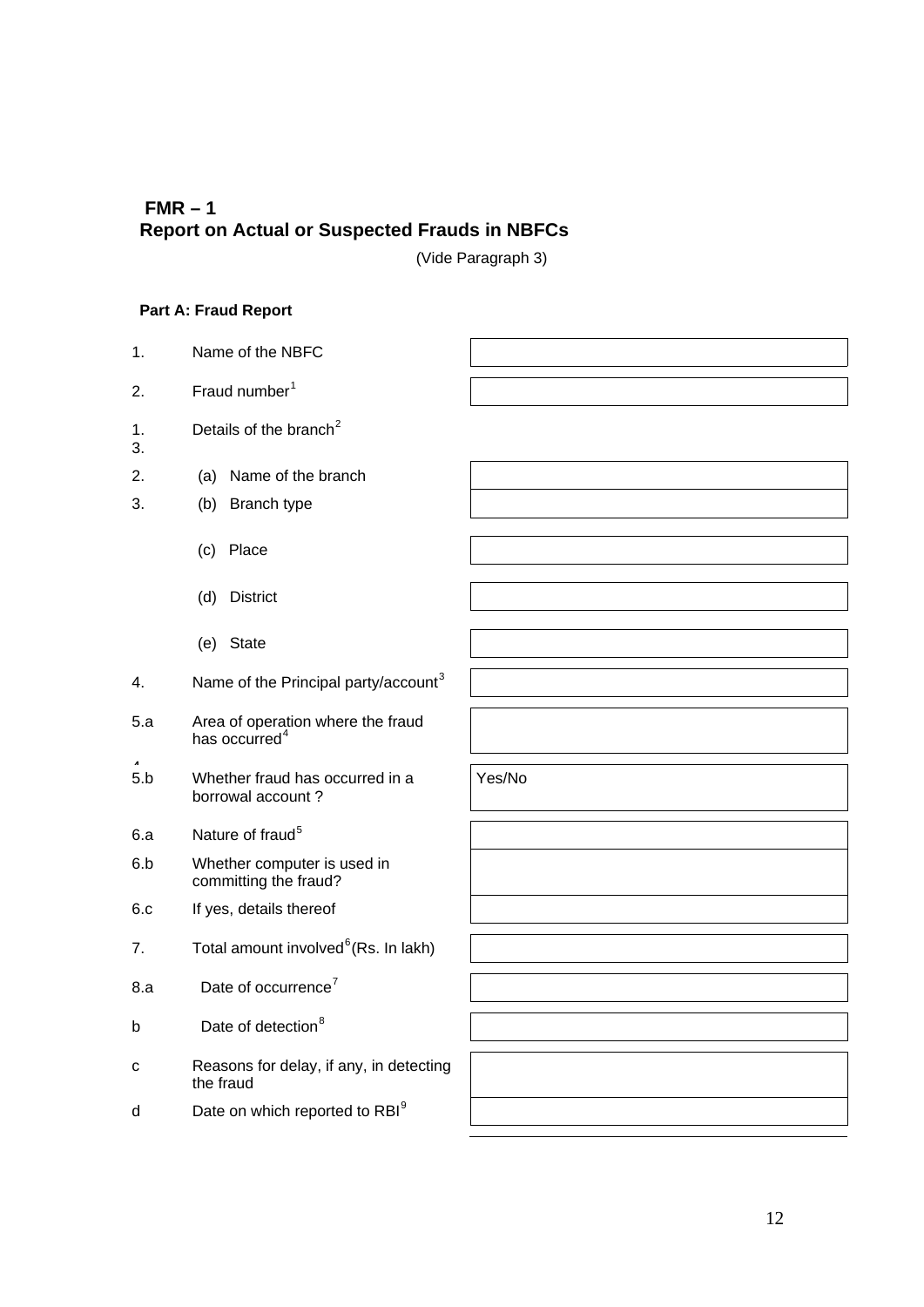**FMR – 1**

## Report on Actual or Suspected Frauds in NBFCs

(Vide Paragraph 3)

**Part A: Fraud Report**

| | | |
|---|---|---|
| 1. | Name of the NBFC | |
| 2. | Fraud number[1] | |
| 3. | Details of the branch[2] | |
| | (a) Name of the branch | |
| | (b) Branch type | |
| | (c) Place | |
| | (d) District | |
| | (e) State | |
| 4. | Name of the Principal party/account[3] | |
| 5.a | Area of operation where the fraud has occurred[4] | |
| 5.b | Whether fraud has occurred in a borrowal account ? | Yes/No |
| 6.a | Nature of fraud[5] | |
| 6.b | Whether computer is used in committing the fraud? | |
| 6.c | If yes, details thereof | |
| 7. | Total amount involved[6] (Rs. In lakh) | |
| 8.a | Date of occurrence[7] | |
| b | Date of detection[8] | |
| c | Reasons for delay, if any, in detecting the fraud | |
| d | Date on which reported to RBI[9] | |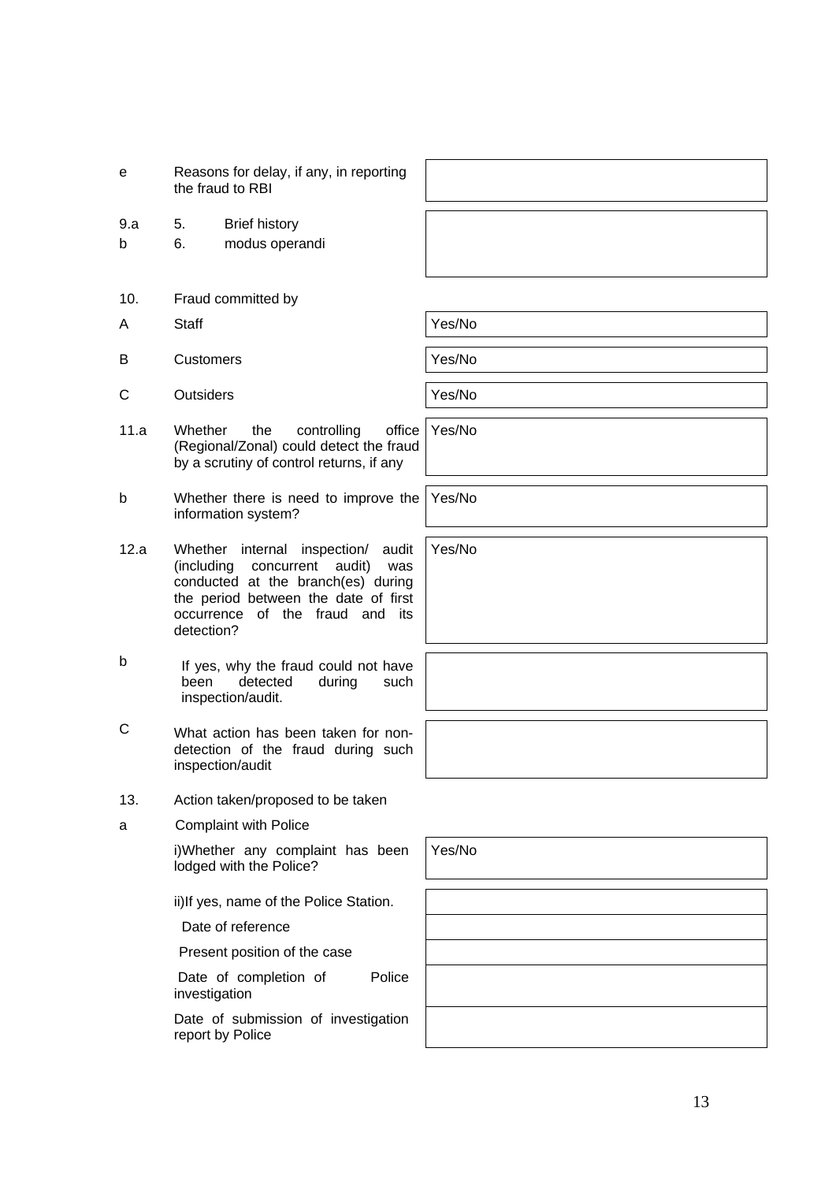| | | |
|---|---|---|
| e | Reasons for delay, if any, in reporting the fraud to RBI | |
| 9.a | 5. Brief history | |
| b | 6. modus operandi | |
| 10. | Fraud committed by | |
| A | Staff | Yes/No |
| B | Customers | Yes/No |
| C | Outsiders | Yes/No |
| 11.a | Whether the controlling office (Regional/Zonal) could detect the fraud by a scrutiny of control returns, if any | Yes/No |
| b | Whether there is need to improve the information system? | Yes/No |
| 12.a | Whether internal inspection/ audit (including concurrent audit) was conducted at the branch(es) during the period between the date of first occurrence of the fraud and its detection? | Yes/No |
| b | If yes, why the fraud could not have been detected during such inspection/audit. | |
| C | What action has been taken for non-detection of the fraud during such inspection/audit | |
| 13. | Action taken/proposed to be taken | |
| a | Complaint with Police | |
| | i)Whether any complaint has been lodged with the Police? | Yes/No |
| | ii)If yes, name of the Police Station. | |
| | Date of reference | |
| | Present position of the case | |
| | Date of completion of Police investigation | |
| | Date of submission of investigation report by Police | |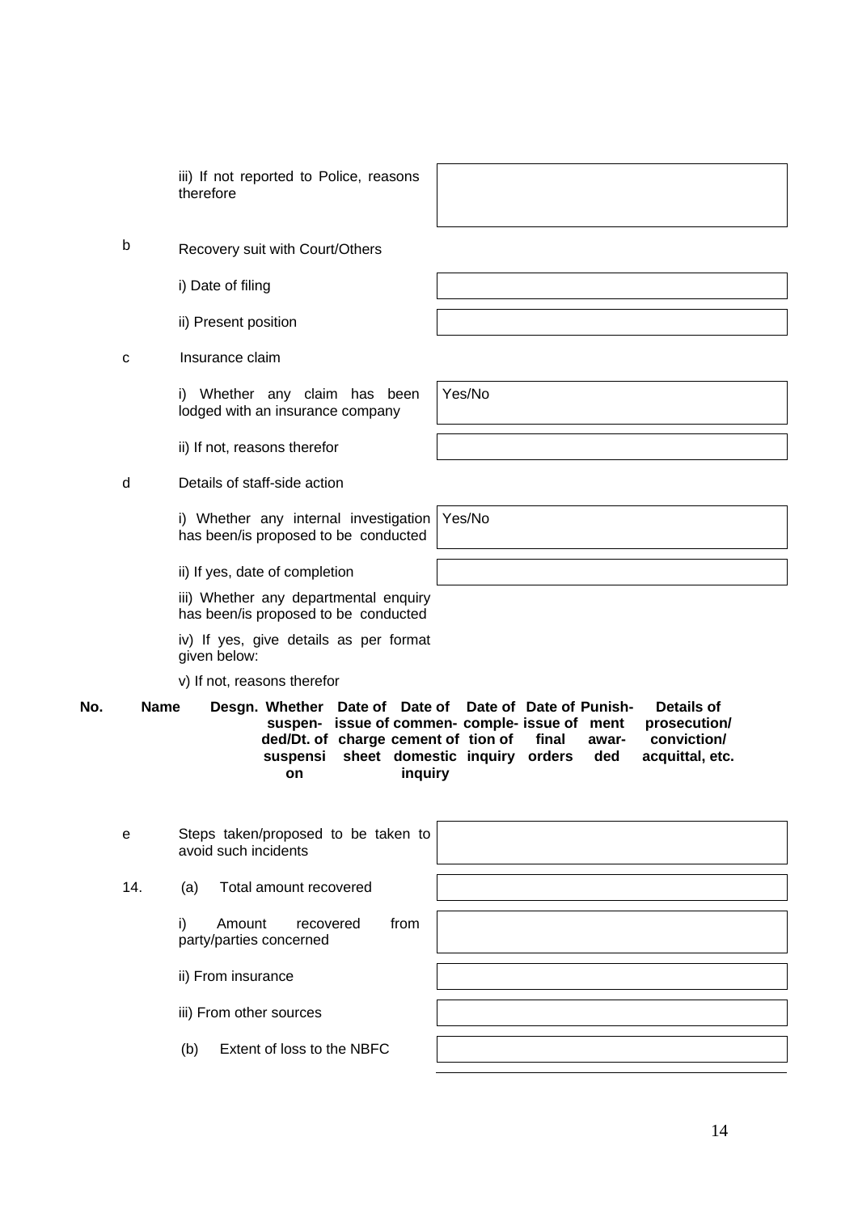iii) If not reported to Police, reasons therefore

| |
|---|
| |

b Recovery suit with Court/Others

| | |
|---|---|
| i) Date of filing | |
| ii) Present position | |

c Insurance claim

| | |
|---|---|
| i) Whether any claim has been lodged with an insurance company | Yes/No |
| ii) If not, reasons therefor | |

d Details of staff-side action

| | |
|---|---|
| i) Whether any internal investigation has been/is proposed to be conducted | Yes/No |
| ii) If yes, date of completion | |

iii) Whether any departmental enquiry has been/is proposed to be conducted

iv) If yes, give details as per format given below:

v) If not, reasons therefor

| No. | Name | Desgn. | Whether suspended/Dt. of suspension | Date of issue of charge sheet | Date of commencement of domestic inquiry | Date of completion of inquiry | Date of issue of final orders | Punishment awarded | Details of prosecution/ conviction/ acquittal, etc. |
|---|---|---|---|---|---|---|---|---|---|
| | | | | | | | | | |

| | |
|---|---|
| e Steps taken/proposed to be taken to avoid such incidents | |
| 14. (a) Total amount recovered | |
| i) Amount recovered from party/parties concerned | |
| ii) From insurance | |
| iii) From other sources | |
| (b) Extent of loss to the NBFC | |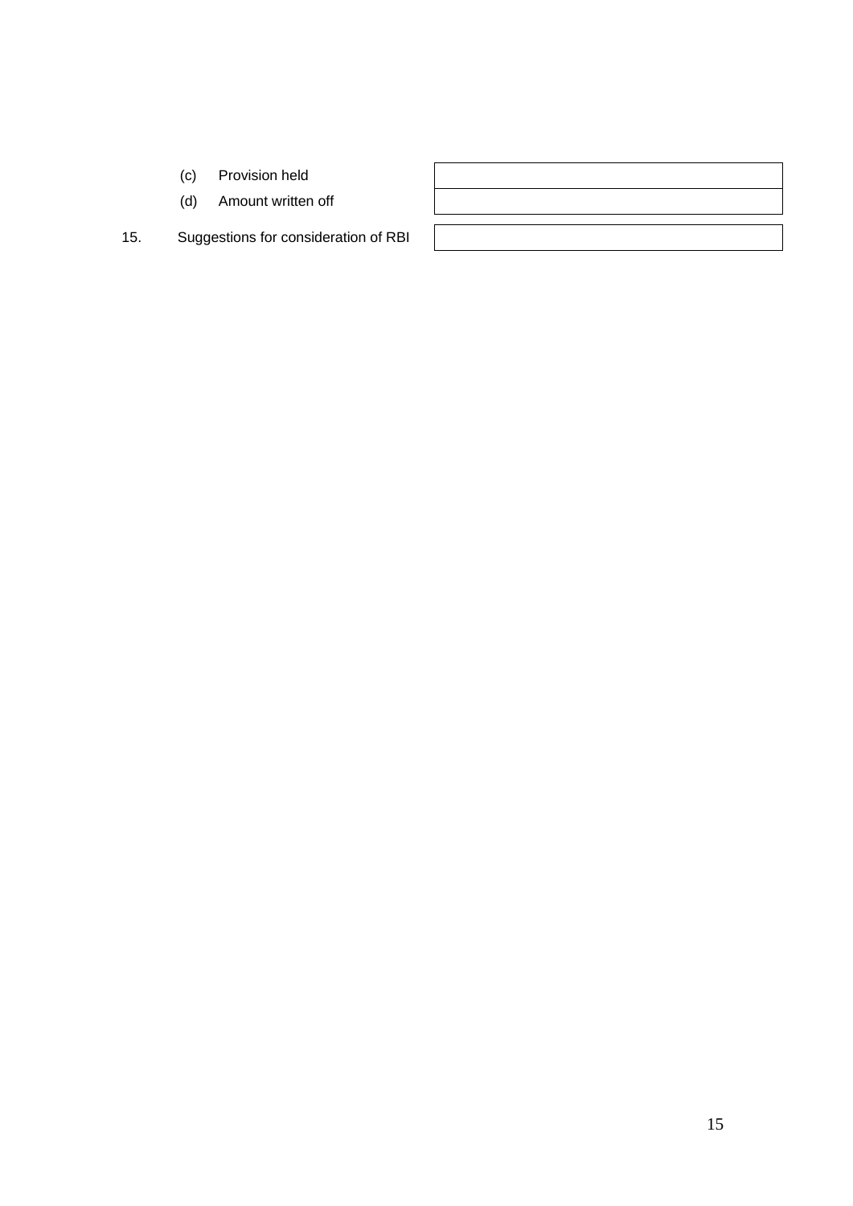| | |
|---|---|
| (c) Provision held | |
| (d) Amount written off | |
| 15. Suggestions for consideration of RBI | |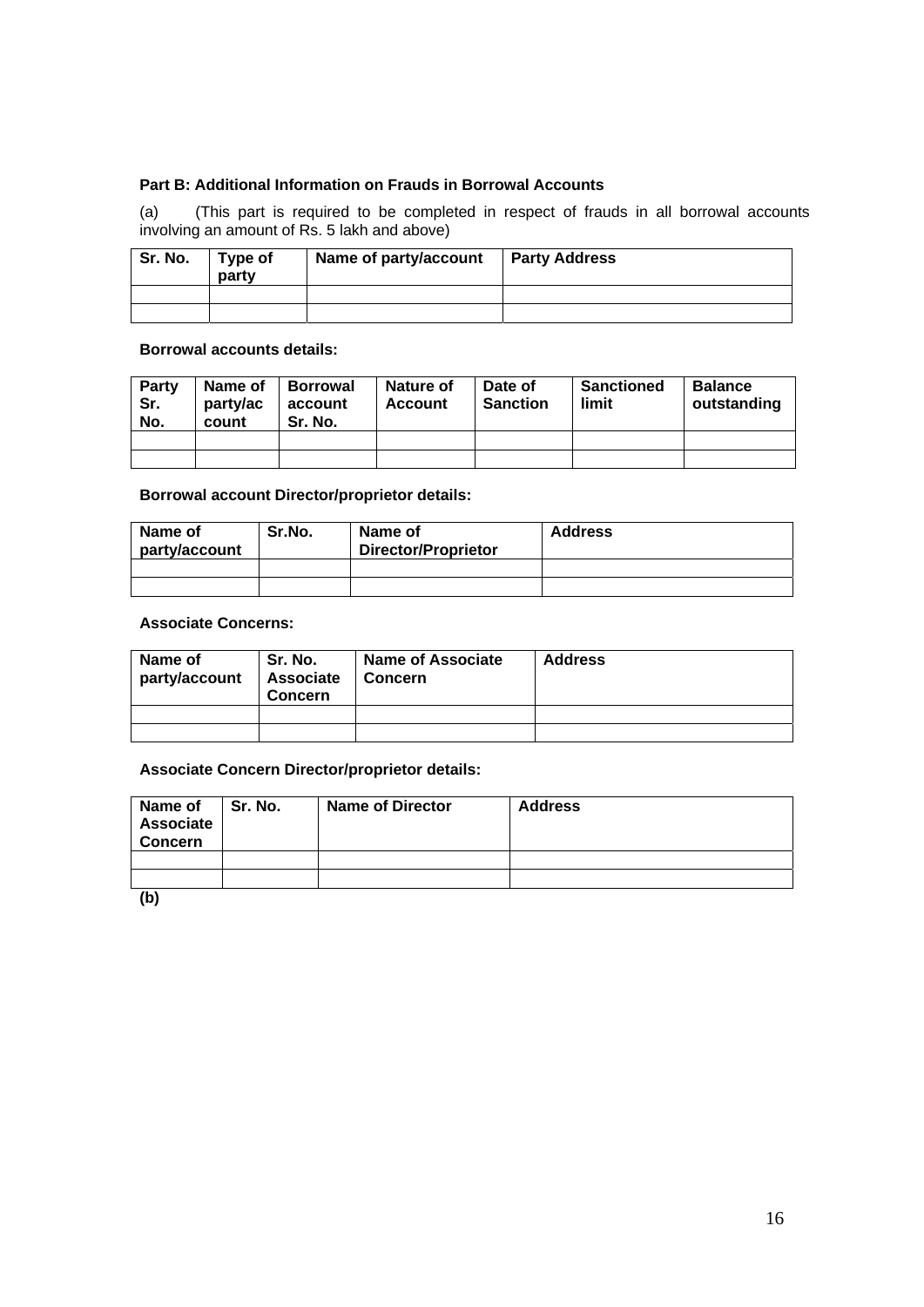**Part B: Additional Information on Frauds in Borrowal Accounts**

(a) (This part is required to be completed in respect of frauds in all borrowal accounts involving an amount of Rs. 5 lakh and above)

| Sr. No. | Type of party | Name of party/account | Party Address |
|---|---|---|---|
| | | | |
| | | | |

**Borrowal accounts details:**

| Party Sr. No. | Name of party/account | Borrowal account Sr. No. | Nature of Account | Date of Sanction | Sanctioned limit | Balance outstanding |
|---|---|---|---|---|---|---|
| | | | | | | |
| | | | | | | |

**Borrowal account Director/proprietor details:**

| Name of party/account | Sr.No. | Name of Director/Proprietor | Address |
|---|---|---|---|
| | | | |
| | | | |

**Associate Concerns:**

| Name of party/account | Sr. No. Associate Concern | Name of Associate Concern | Address |
|---|---|---|---|
| | | | |
| | | | |

**Associate Concern Director/proprietor details:**

| Name of Associate Concern | Sr. No. | Name of Director | Address |
|---|---|---|---|
| | | | |
| | | | |

**(b)**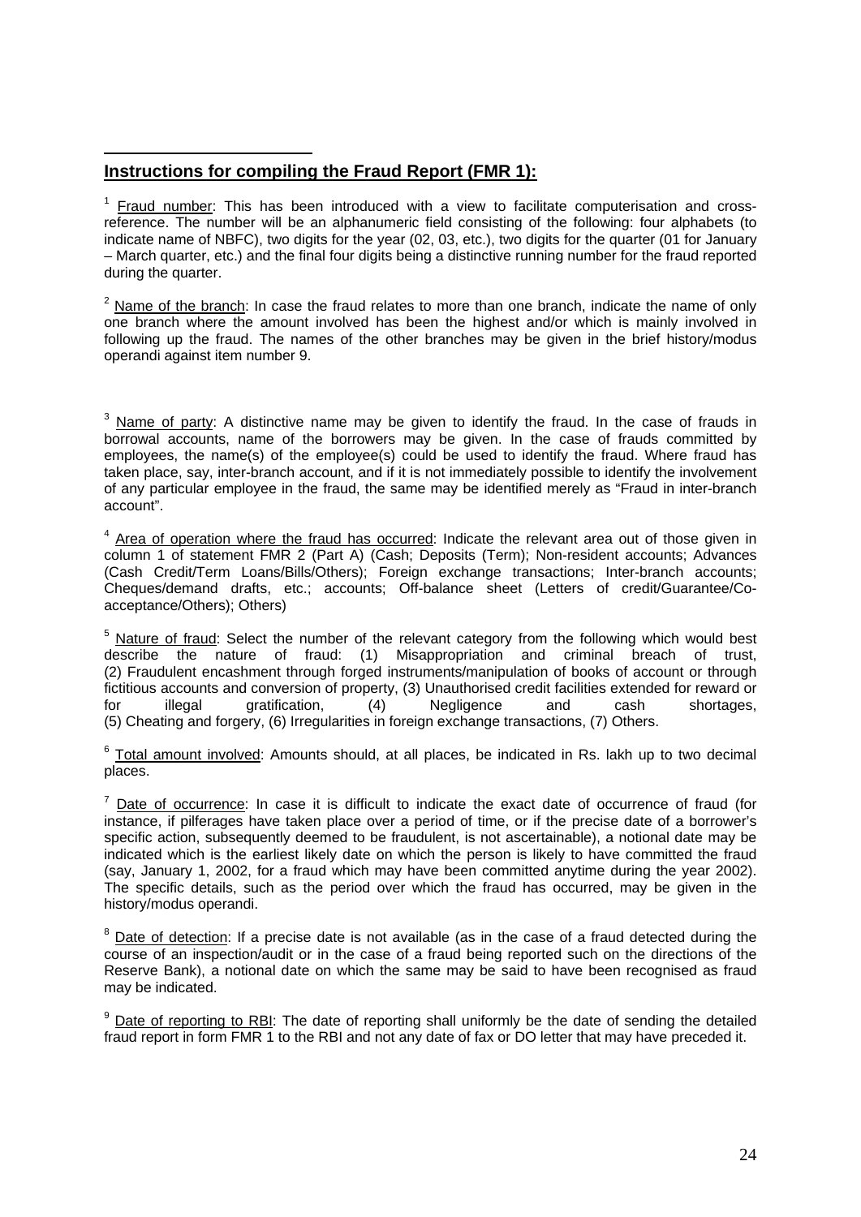## Instructions for compiling the Fraud Report (FMR 1):

[1] Fraud number: This has been introduced with a view to facilitate computerisation and cross-reference. The number will be an alphanumeric field consisting of the following: four alphabets (to indicate name of NBFC), two digits for the year (02, 03, etc.), two digits for the quarter (01 for January – March quarter, etc.) and the final four digits being a distinctive running number for the fraud reported during the quarter.

[2] Name of the branch: In case the fraud relates to more than one branch, indicate the name of only one branch where the amount involved has been the highest and/or which is mainly involved in following up the fraud. The names of the other branches may be given in the brief history/modus operandi against item number 9.

[3] Name of party: A distinctive name may be given to identify the fraud. In the case of frauds in borrowal accounts, name of the borrowers may be given. In the case of frauds committed by employees, the name(s) of the employee(s) could be used to identify the fraud. Where fraud has taken place, say, inter-branch account, and if it is not immediately possible to identify the involvement of any particular employee in the fraud, the same may be identified merely as "Fraud in inter-branch account".

[4] Area of operation where the fraud has occurred: Indicate the relevant area out of those given in column 1 of statement FMR 2 (Part A) (Cash; Deposits (Term); Non-resident accounts; Advances (Cash Credit/Term Loans/Bills/Others); Foreign exchange transactions; Inter-branch accounts; Cheques/demand drafts, etc.; accounts; Off-balance sheet (Letters of credit/Guarantee/Co-acceptance/Others); Others)

[5] Nature of fraud: Select the number of the relevant category from the following which would best describe the nature of fraud: (1) Misappropriation and criminal breach of trust, (2) Fraudulent encashment through forged instruments/manipulation of books of account or through fictitious accounts and conversion of property, (3) Unauthorised credit facilities extended for reward or for illegal gratification, (4) Negligence and cash shortages, (5) Cheating and forgery, (6) Irregularities in foreign exchange transactions, (7) Others.

[6] Total amount involved: Amounts should, at all places, be indicated in Rs. lakh up to two decimal places.

[7] Date of occurrence: In case it is difficult to indicate the exact date of occurrence of fraud (for instance, if pilferages have taken place over a period of time, or if the precise date of a borrower's specific action, subsequently deemed to be fraudulent, is not ascertainable), a notional date may be indicated which is the earliest likely date on which the person is likely to have committed the fraud (say, January 1, 2002, for a fraud which may have been committed anytime during the year 2002). The specific details, such as the period over which the fraud has occurred, may be given in the history/modus operandi.

[8] Date of detection: If a precise date is not available (as in the case of a fraud detected during the course of an inspection/audit or in the case of a fraud being reported such on the directions of the Reserve Bank), a notional date on which the same may be said to have been recognised as fraud may be indicated.

[9] Date of reporting to RBI: The date of reporting shall uniformly be the date of sending the detailed fraud report in form FMR 1 to the RBI and not any date of fax or DO letter that may have preceded it.